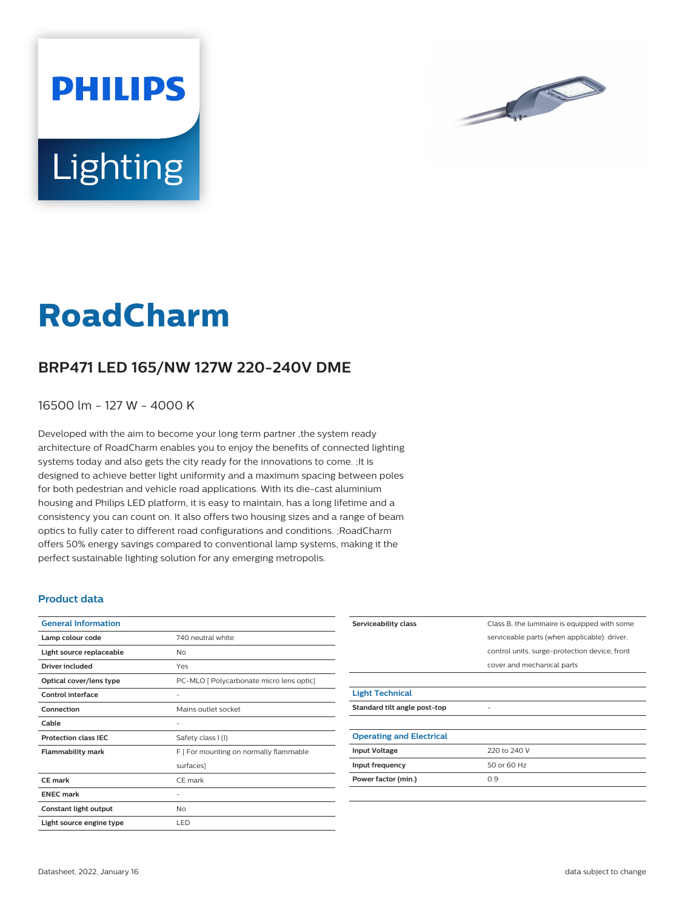PHILIPS

Lighting

# RoadCharm

## BRP471 LED 165/NW 127W 220-240V DME

16500 lm - 127 W - 4000 K

Developed with the aim to become your long term partner ,the system ready architecture of RoadCharm enables you to enjoy the benefits of connected lighting systems today and also gets the city ready for the innovations to come. ;It is designed to achieve better light uniformity and a maximum spacing between poles for both pedestrian and vehicle road applications. With its die-cast aluminium housing and Philips LED platform, it is easy to maintain, has a long lifetime and a consistency you can count on. It also offers two housing sizes and a range of beam optics to fully cater to different road configurations and conditions. ;RoadCharm offers 50% energy savings compared to conventional lamp systems, making it the perfect sustainable lighting solution for any emerging metropolis.

### Product data

| General Information | |
|---|---|
| Lamp colour code | 740 neutral white |
| Light source replaceable | No |
| Driver included | Yes |
| Optical cover/lens type | PC-MLO [ Polycarbonate micro lens optic] |
| Control interface | - |
| Connection | Mains outlet socket |
| Cable | - |
| Protection class IEC | Safety class I (I) |
| Flammability mark | F [ For mounting on normally flammable surfaces] |
| CE mark | CE mark |
| ENEC mark | - |
| Constant light output | No |
| Light source engine type | LED |
| Serviceability class | Class B, the luminaire is equipped with some serviceable parts (when applicable): driver, control units, surge-protection device, front cover and mechanical parts |

| Light Technical | |
|---|---|
| Standard tilt angle post-top | - |

| Operating and Electrical | |
|---|---|
| Input Voltage | 220 to 240 V |
| Input frequency | 50 or 60 Hz |
| Power factor (min.) | 0.9 |

Datasheet, 2022, January 16

data subject to change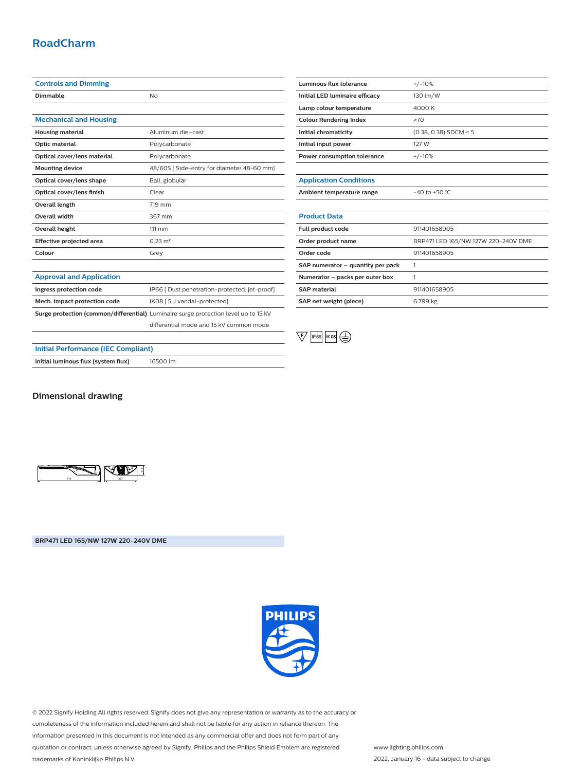## RoadCharm

| Controls and Dimming | |
|---|---|
| **Dimmable** | No |

| Mechanical and Housing | |
|---|---|
| **Housing material** | Aluminum die-cast |
| **Optic material** | Polycarbonate |
| **Optical cover/lens material** | Polycarbonate |
| **Mounting device** | 48/60S [ Side-entry for diameter 48-60 mm] |
| **Optical cover/lens shape** | Ball, globular |
| **Optical cover/lens finish** | Clear |
| **Overall length** | 719 mm |
| **Overall width** | 367 mm |
| **Overall height** | 111 mm |
| **Effective projected area** | 0.23 m² |
| **Colour** | Grey |

| Approval and Application | |
|---|---|
| **Ingress protection code** | IP66 [ Dust penetration-protected, jet-proof] |
| **Mech. impact protection code** | IK08 [ 5 J vandal-protected] |
| **Surge protection (common/differential)** | Luminaire surge protection level up to 15 kV differential mode and 15 kV common mode |

| Initial Performance (IEC Compliant) | |
|---|---|
| **Initial luminous flux (system flux)** | 16500 lm |
| **Luminous flux tolerance** | +/-10% |
| **Initial LED luminaire efficacy** | 130 lm/W |
| **Lamp colour temperature** | 4000 K |
| **Colour Rendering Index** | >70 |
| **Initial chromaticity** | (0.38, 0.38) SDCM < 5 |
| **Initial input power** | 127 W |
| **Power consumption tolerance** | +/-10% |

| Application Conditions | |
|---|---|
| **Ambient temperature range** | -40 to +50 °C |

| Product Data | |
|---|---|
| **Full product code** | 911401658905 |
| **Order product name** | BRP471 LED 165/NW 127W 220-240V DME |
| **Order code** | 911401658905 |
| **SAP numerator – quantity per pack** | 1 |
| **Numerator – packs per outer box** | 1 |
| **SAP material** | 911401658905 |
| **SAP net weight (piece)** | 6.799 kg |

F IP66 IK08

### Dimensional drawing

719

367

111

**BRP471 LED 165/NW 127W 220-240V DME**

PHILIPS

© 2022 Signify Holding All rights reserved. Signify does not give any representation or warranty as to the accuracy or completeness of the information included herein and shall not be liable for any action in reliance thereon. The information presented in this document is not intended as any commercial offer and does not form part of any quotation or contract, unless otherwise agreed by Signify. Philips and the Philips Shield Emblem are registered trademarks of Koninklijke Philips N.V.

www.lighting.philips.com

2022, January 16 - data subject to change